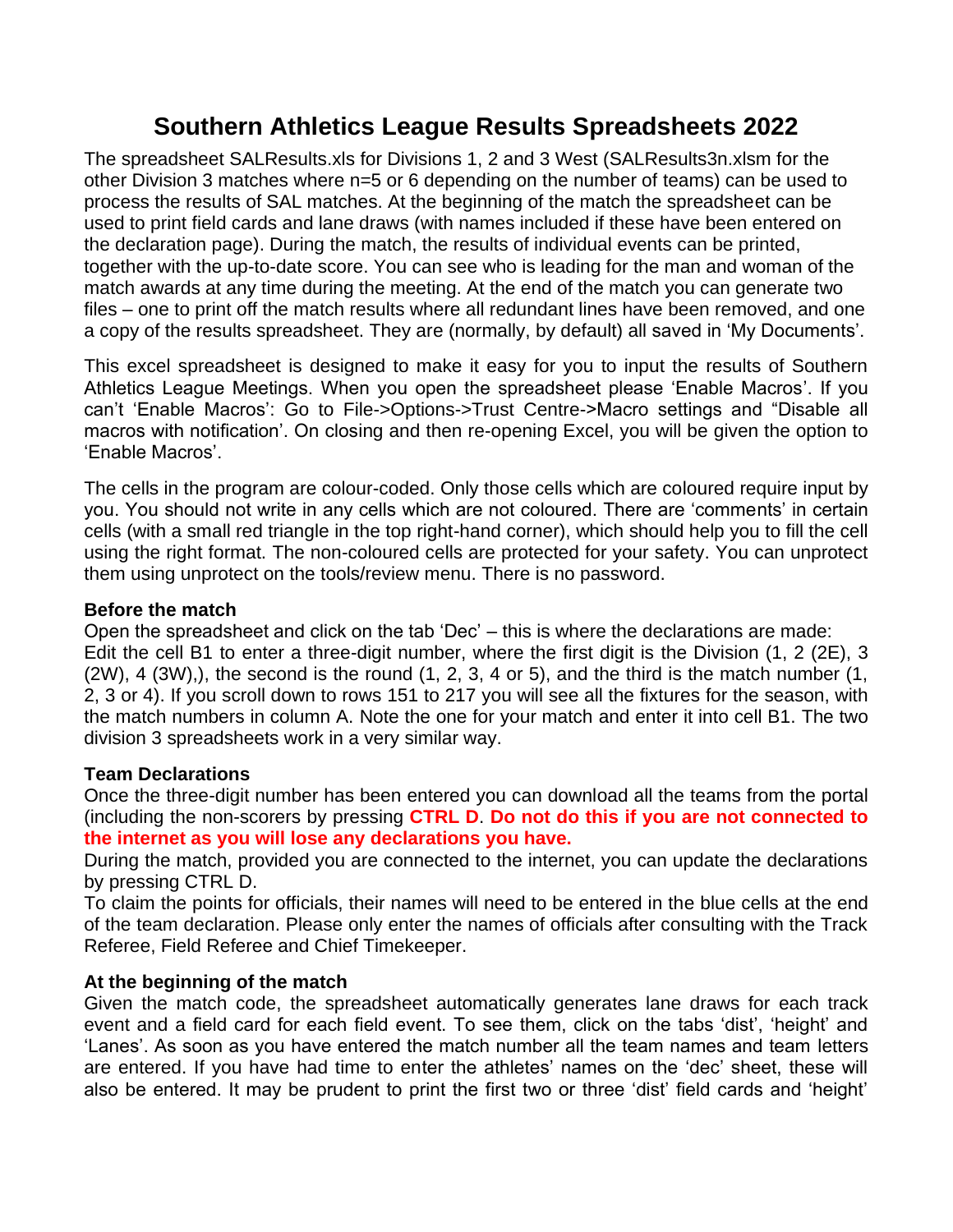# Southern Athletics League Results Spreadsheets 2022

The spreadsheet SALResults.xls for Divisions 1, 2 and 3 West (SALResults3n.xlsm for the other Division 3 matches where n=5 or 6 depending on the number of teams) can be used to process the results of SAL matches. At the beginning of the match the spreadsheet can be used to print field cards and lane draws (with names included if these have been entered on the declaration page). During the match, the results of individual events can be printed, together with the up-to-date score. You can see who is leading for the man and woman of the match awards at any time during the meeting. At the end of the match you can generate two files – one to print off the match results where all redundant lines have been removed, and one a copy of the results spreadsheet. They are (normally, by default) all saved in 'My Documents'.

This excel spreadsheet is designed to make it easy for you to input the results of Southern Athletics League Meetings. When you open the spreadsheet please 'Enable Macros'. If you can't 'Enable Macros': Go to File->Options->Trust Centre->Macro settings and "Disable all macros with notification'. On closing and then re-opening Excel, you will be given the option to 'Enable Macros'.

The cells in the program are colour-coded. Only those cells which are coloured require input by you. You should not write in any cells which are not coloured. There are 'comments' in certain cells (with a small red triangle in the top right-hand corner), which should help you to fill the cell using the right format. The non-coloured cells are protected for your safety. You can unprotect them using unprotect on the tools/review menu. There is no password.

**Before the match**

Open the spreadsheet and click on the tab 'Dec' – this is where the declarations are made: Edit the cell B1 to enter a three-digit number, where the first digit is the Division (1, 2 (2E), 3 (2W), 4 (3W),), the second is the round (1, 2, 3, 4 or 5), and the third is the match number (1, 2, 3 or 4). If you scroll down to rows 151 to 217 you will see all the fixtures for the season, with the match numbers in column A. Note the one for your match and enter it into cell B1. The two division 3 spreadsheets work in a very similar way.

**Team Declarations**

Once the three-digit number has been entered you can download all the teams from the portal (including the non-scorers by pressing **CTRL D**. **Do not do this if you are not connected to the internet as you will lose any declarations you have.**

During the match, provided you are connected to the internet, you can update the declarations by pressing CTRL D.

To claim the points for officials, their names will need to be entered in the blue cells at the end of the team declaration. Please only enter the names of officials after consulting with the Track Referee, Field Referee and Chief Timekeeper.

**At the beginning of the match**

Given the match code, the spreadsheet automatically generates lane draws for each track event and a field card for each field event. To see them, click on the tabs 'dist', 'height' and 'Lanes'. As soon as you have entered the match number all the team names and team letters are entered. If you have had time to enter the athletes' names on the 'dec' sheet, these will also be entered. It may be prudent to print the first two or three 'dist' field cards and 'height'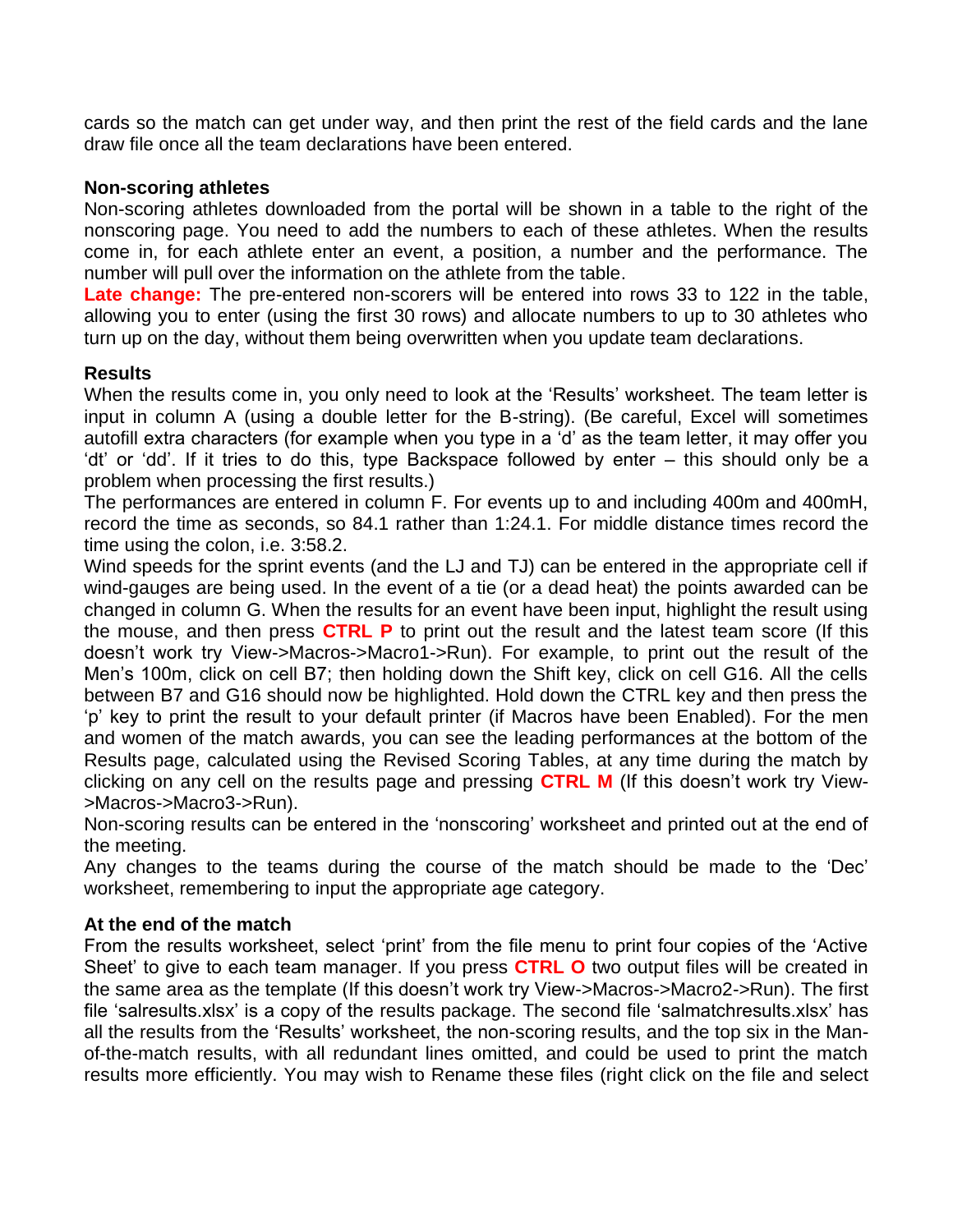cards so the match can get under way, and then print the rest of the field cards and the lane draw file once all the team declarations have been entered.

**Non-scoring athletes**

Non-scoring athletes downloaded from the portal will be shown in a table to the right of the nonscoring page. You need to add the numbers to each of these athletes. When the results come in, for each athlete enter an event, a position, a number and the performance. The number will pull over the information on the athlete from the table.

**Late change:** The pre-entered non-scorers will be entered into rows 33 to 122 in the table, allowing you to enter (using the first 30 rows) and allocate numbers to up to 30 athletes who turn up on the day, without them being overwritten when you update team declarations.

**Results**

When the results come in, you only need to look at the 'Results' worksheet. The team letter is input in column A (using a double letter for the B-string). (Be careful, Excel will sometimes autofill extra characters (for example when you type in a 'd' as the team letter, it may offer you 'dt' or 'dd'. If it tries to do this, type Backspace followed by enter – this should only be a problem when processing the first results.)

The performances are entered in column F. For events up to and including 400m and 400mH, record the time as seconds, so 84.1 rather than 1:24.1. For middle distance times record the time using the colon, i.e. 3:58.2.

Wind speeds for the sprint events (and the LJ and TJ) can be entered in the appropriate cell if wind-gauges are being used. In the event of a tie (or a dead heat) the points awarded can be changed in column G. When the results for an event have been input, highlight the result using the mouse, and then press **CTRL P** to print out the result and the latest team score (If this doesn't work try View->Macros->Macro1->Run). For example, to print out the result of the Men's 100m, click on cell B7; then holding down the Shift key, click on cell G16. All the cells between B7 and G16 should now be highlighted. Hold down the CTRL key and then press the 'p' key to print the result to your default printer (if Macros have been Enabled). For the men and women of the match awards, you can see the leading performances at the bottom of the Results page, calculated using the Revised Scoring Tables, at any time during the match by clicking on any cell on the results page and pressing **CTRL M** (If this doesn't work try View->Macros->Macro3->Run).

Non-scoring results can be entered in the 'nonscoring' worksheet and printed out at the end of the meeting.

Any changes to the teams during the course of the match should be made to the 'Dec' worksheet, remembering to input the appropriate age category.

**At the end of the match**

From the results worksheet, select 'print' from the file menu to print four copies of the 'Active Sheet' to give to each team manager. If you press **CTRL O** two output files will be created in the same area as the template (If this doesn't work try View->Macros->Macro2->Run). The first file 'salresults.xlsx' is a copy of the results package. The second file 'salmatchresults.xlsx' has all the results from the 'Results' worksheet, the non-scoring results, and the top six in the Man-of-the-match results, with all redundant lines omitted, and could be used to print the match results more efficiently. You may wish to Rename these files (right click on the file and select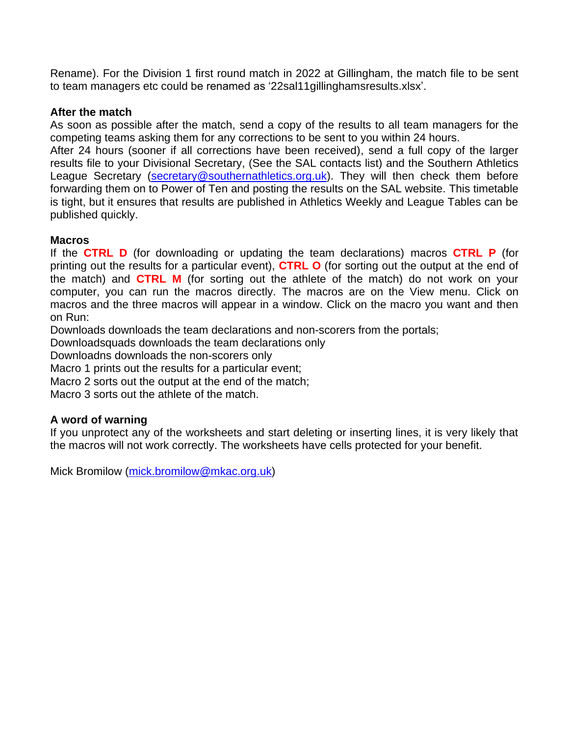Rename). For the Division 1 first round match in 2022 at Gillingham, the match file to be sent to team managers etc could be renamed as '22sal11gillinghamsresults.xlsx'.

**After the match**

As soon as possible after the match, send a copy of the results to all team managers for the competing teams asking them for any corrections to be sent to you within 24 hours.

After 24 hours (sooner if all corrections have been received), send a full copy of the larger results file to your Divisional Secretary, (See the SAL contacts list) and the Southern Athletics League Secretary (secretary@southernathletics.org.uk). They will then check them before forwarding them on to Power of Ten and posting the results on the SAL website. This timetable is tight, but it ensures that results are published in Athletics Weekly and League Tables can be published quickly.

**Macros**

If the **CTRL D** (for downloading or updating the team declarations) macros **CTRL P** (for printing out the results for a particular event), **CTRL O** (for sorting out the output at the end of the match) and **CTRL M** (for sorting out the athlete of the match) do not work on your computer, you can run the macros directly. The macros are on the View menu. Click on macros and the three macros will appear in a window. Click on the macro you want and then on Run:

Downloads downloads the team declarations and non-scorers from the portals;
Downloadsquads downloads the team declarations only
Downloadns downloads the non-scorers only
Macro 1 prints out the results for a particular event;
Macro 2 sorts out the output at the end of the match;
Macro 3 sorts out the athlete of the match.

**A word of warning**

If you unprotect any of the worksheets and start deleting or inserting lines, it is very likely that the macros will not work correctly. The worksheets have cells protected for your benefit.

Mick Bromilow (mick.bromilow@mkac.org.uk)